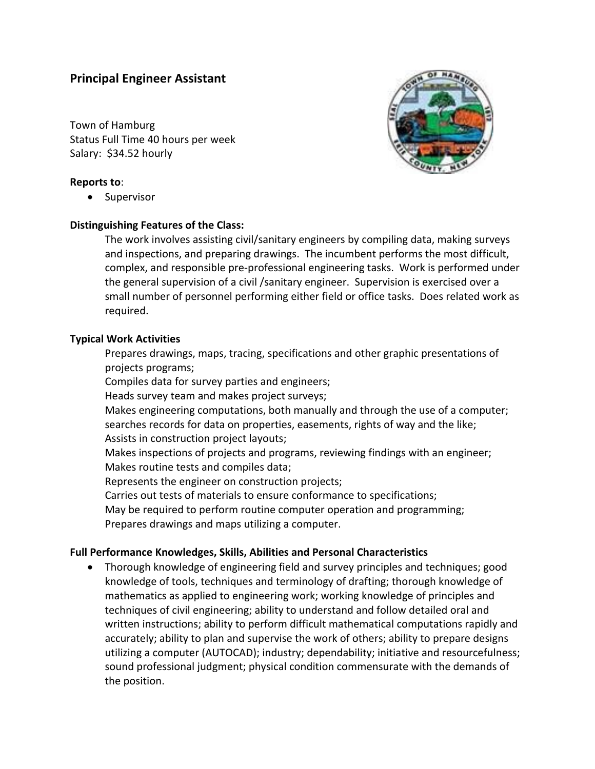# Principal Engineer Assistant

Town of Hamburg
Status Full Time 40 hours per week
Salary: $34.52 hourly

**Reports to**:

- Supervisor

**Distinguishing Features of the Class:**

The work involves assisting civil/sanitary engineers by compiling data, making surveys and inspections, and preparing drawings. The incumbent performs the most difficult, complex, and responsible pre-professional engineering tasks. Work is performed under the general supervision of a civil /sanitary engineer. Supervision is exercised over a small number of personnel performing either field or office tasks. Does related work as required.

**Typical Work Activities**

Prepares drawings, maps, tracing, specifications and other graphic presentations of projects programs;
Compiles data for survey parties and engineers;
Heads survey team and makes project surveys;
Makes engineering computations, both manually and through the use of a computer; searches records for data on properties, easements, rights of way and the like;
Assists in construction project layouts;
Makes inspections of projects and programs, reviewing findings with an engineer;
Makes routine tests and compiles data;
Represents the engineer on construction projects;
Carries out tests of materials to ensure conformance to specifications;
May be required to perform routine computer operation and programming;
Prepares drawings and maps utilizing a computer.

**Full Performance Knowledges, Skills, Abilities and Personal Characteristics**

- Thorough knowledge of engineering field and survey principles and techniques; good knowledge of tools, techniques and terminology of drafting; thorough knowledge of mathematics as applied to engineering work; working knowledge of principles and techniques of civil engineering; ability to understand and follow detailed oral and written instructions; ability to perform difficult mathematical computations rapidly and accurately; ability to plan and supervise the work of others; ability to prepare designs utilizing a computer (AUTOCAD); industry; dependability; initiative and resourcefulness; sound professional judgment; physical condition commensurate with the demands of the position.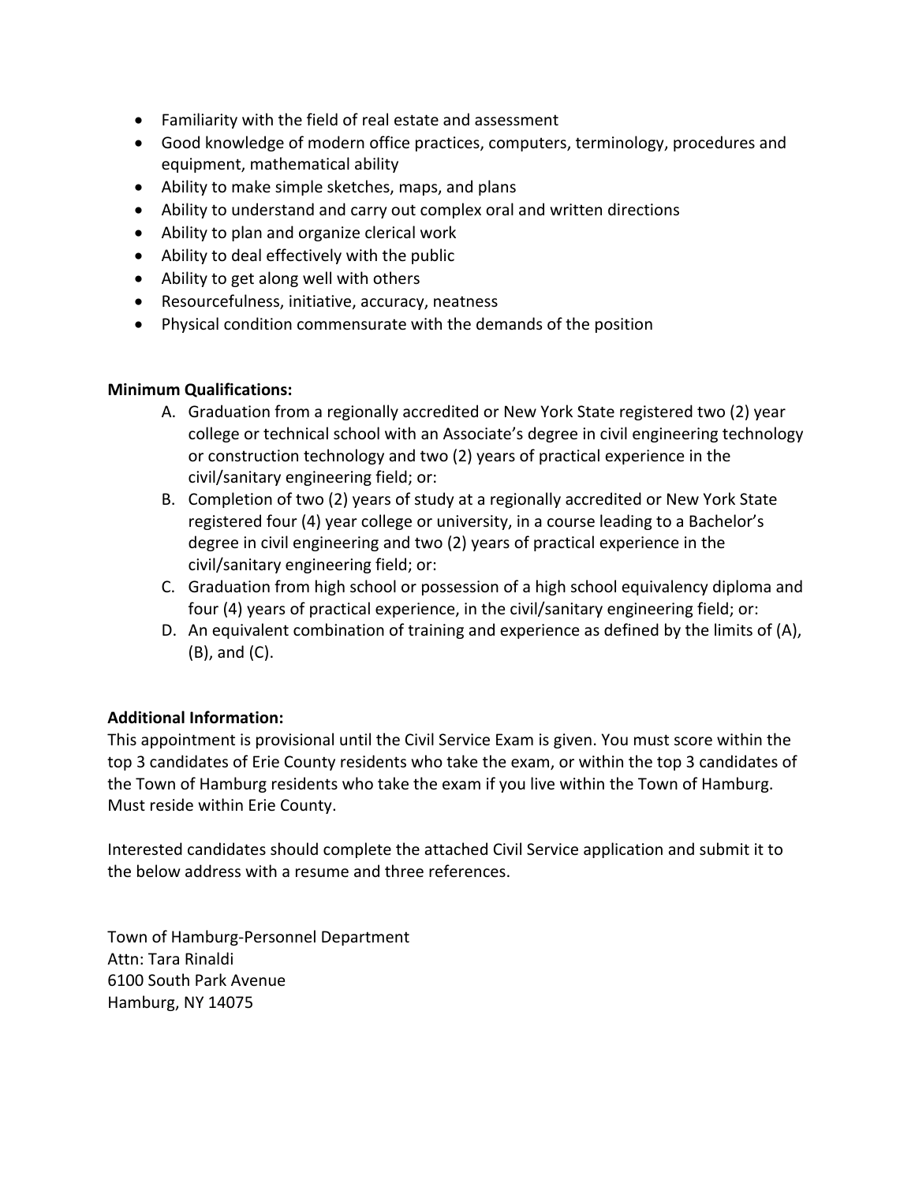- Familiarity with the field of real estate and assessment
- Good knowledge of modern office practices, computers, terminology, procedures and equipment, mathematical ability
- Ability to make simple sketches, maps, and plans
- Ability to understand and carry out complex oral and written directions
- Ability to plan and organize clerical work
- Ability to deal effectively with the public
- Ability to get along well with others
- Resourcefulness, initiative, accuracy, neatness
- Physical condition commensurate with the demands of the position

**Minimum Qualifications:**

A. Graduation from a regionally accredited or New York State registered two (2) year college or technical school with an Associate's degree in civil engineering technology or construction technology and two (2) years of practical experience in the civil/sanitary engineering field; or:
B. Completion of two (2) years of study at a regionally accredited or New York State registered four (4) year college or university, in a course leading to a Bachelor's degree in civil engineering and two (2) years of practical experience in the civil/sanitary engineering field; or:
C. Graduation from high school or possession of a high school equivalency diploma and four (4) years of practical experience, in the civil/sanitary engineering field; or:
D. An equivalent combination of training and experience as defined by the limits of (A), (B), and (C).

**Additional Information:**

This appointment is provisional until the Civil Service Exam is given. You must score within the top 3 candidates of Erie County residents who take the exam, or within the top 3 candidates of the Town of Hamburg residents who take the exam if you live within the Town of Hamburg. Must reside within Erie County.

Interested candidates should complete the attached Civil Service application and submit it to the below address with a resume and three references.

Town of Hamburg-Personnel Department
Attn: Tara Rinaldi
6100 South Park Avenue
Hamburg, NY 14075